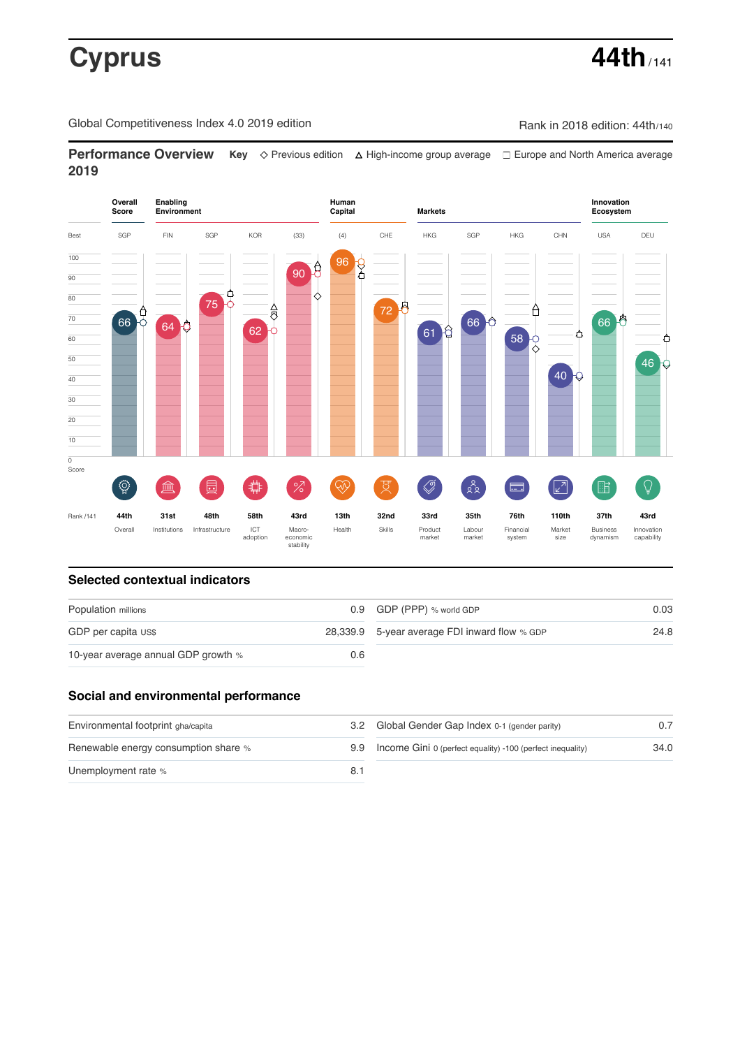# Cyprus

**44th** / 141

Global Competitiveness Index 4.0 2019 edition

Rank in 2018 edition: 44th/140

## Performance Overview 2019

**Key** ◇ Previous edition △ High-income group average □ Europe and North America average

| | Overall Score | Enabling Environment | | | | Human Capital | | Markets | | | | Innovation Ecosystem | |
|---|---|---|---|---|---|---|---|---|---|---|---|---|---|
| Best | SGP | FIN | SGP | KOR | (33) | (4) | CHE | HKG | SGP | HKG | CHN | USA | DEU |
| Score | 66 | 64 | 75 | 62 | 90 | 96 | 72 | 61 | 66 | 58 | 40 | 66 | 46 |
| Rank /141 | 44th | 31st | 48th | 58th | 43rd | 13th | 32nd | 33rd | 35th | 76th | 110th | 37th | 43rd |
| | Overall | Institutions | Infrastructure | ICT adoption | Macro-economic stability | Health | Skills | Product market | Labour market | Financial system | Market size | Business dynamism | Innovation capability |

## Selected contextual indicators

| | | | |
|---|---|---|---|
| Population millions | 0.9 | GDP (PPP) % world GDP | 0.03 |
| GDP per capita US$ | 28,339.9 | 5-year average FDI inward flow % GDP | 24.8 |
| 10-year average annual GDP growth % | 0.6 | | |

## Social and environmental performance

| | | | |
|---|---|---|---|
| Environmental footprint gha/capita | 3.2 | Global Gender Gap Index 0-1 (gender parity) | 0.7 |
| Renewable energy consumption share % | 9.9 | Income Gini 0 (perfect equality) -100 (perfect inequality) | 34.0 |
| Unemployment rate % | 8.1 | | |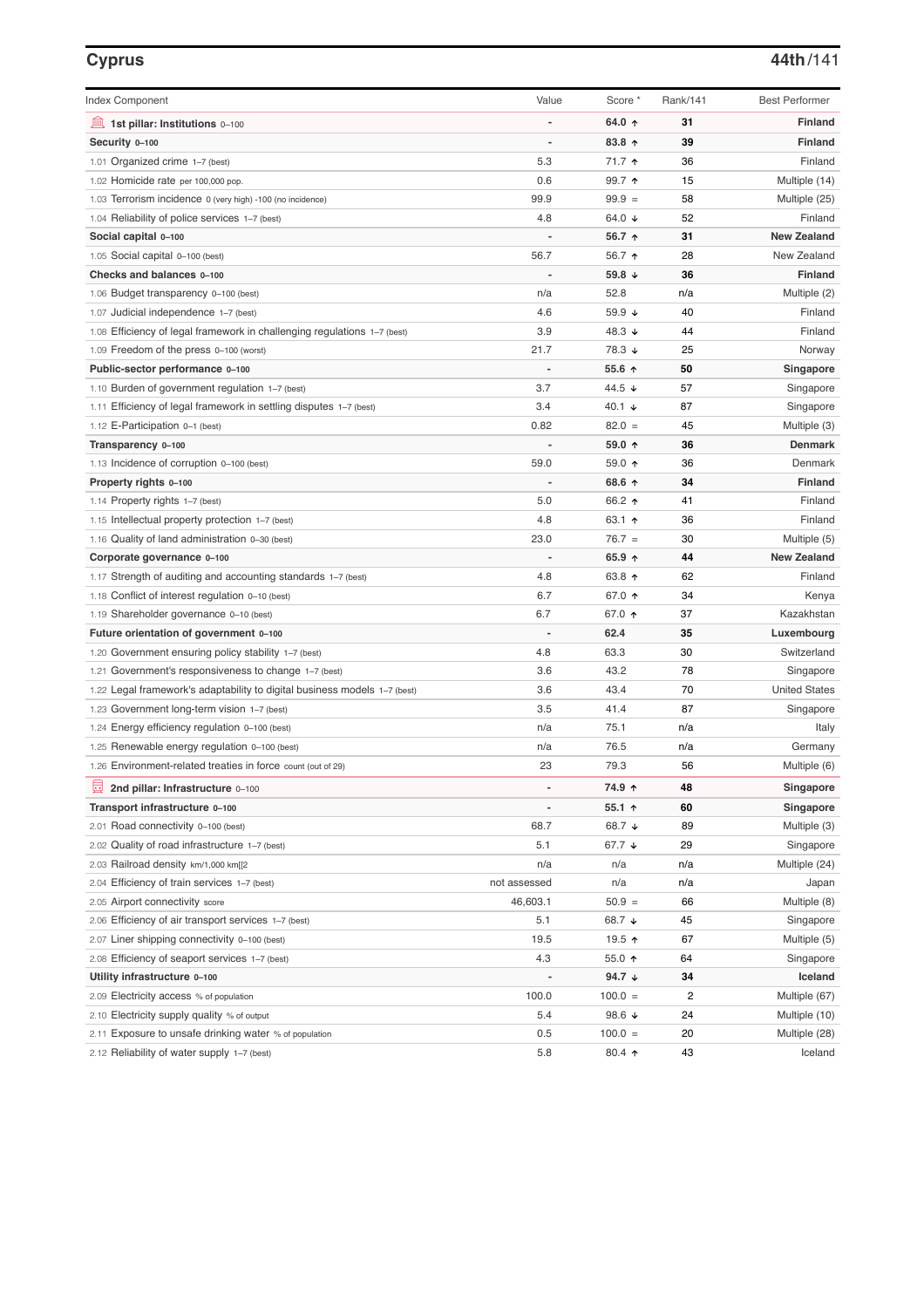## Cyprus

**44th/141**

| Index Component | Value | Score * | Rank/141 | Best Performer |
|---|---|---|---|---|
| **1st pillar: Institutions** 0–100 | - | **64.0 ↑** | **31** | **Finland** |
| **Security** 0–100 | - | **83.8 ↑** | **39** | **Finland** |
| 1.01 Organized crime 1–7 (best) | 5.3 | 71.7 ↑ | 36 | Finland |
| 1.02 Homicide rate per 100,000 pop. | 0.6 | 99.7 ↑ | 15 | Multiple (14) |
| 1.03 Terrorism incidence 0 (very high) -100 (no incidence) | 99.9 | 99.9 = | 58 | Multiple (25) |
| 1.04 Reliability of police services 1–7 (best) | 4.8 | 64.0 ↓ | 52 | Finland |
| **Social capital** 0–100 | - | **56.7 ↑** | **31** | **New Zealand** |
| 1.05 Social capital 0–100 (best) | 56.7 | 56.7 ↑ | 28 | New Zealand |
| **Checks and balances** 0–100 | - | **59.8 ↓** | **36** | **Finland** |
| 1.06 Budget transparency 0–100 (best) | n/a | 52.8 | n/a | Multiple (2) |
| 1.07 Judicial independence 1–7 (best) | 4.6 | 59.9 ↓ | 40 | Finland |
| 1.08 Efficiency of legal framework in challenging regulations 1–7 (best) | 3.9 | 48.3 ↓ | 44 | Finland |
| 1.09 Freedom of the press 0–100 (worst) | 21.7 | 78.3 ↓ | 25 | Norway |
| **Public-sector performance** 0–100 | - | **55.6 ↑** | **50** | **Singapore** |
| 1.10 Burden of government regulation 1–7 (best) | 3.7 | 44.5 ↓ | 57 | Singapore |
| 1.11 Efficiency of legal framework in settling disputes 1–7 (best) | 3.4 | 40.1 ↓ | 87 | Singapore |
| 1.12 E-Participation 0–1 (best) | 0.82 | 82.0 = | 45 | Multiple (3) |
| **Transparency** 0–100 | - | **59.0 ↑** | **36** | **Denmark** |
| 1.13 Incidence of corruption 0–100 (best) | 59.0 | 59.0 ↑ | 36 | Denmark |
| **Property rights** 0–100 | - | **68.6 ↑** | **34** | **Finland** |
| 1.14 Property rights 1–7 (best) | 5.0 | 66.2 ↑ | 41 | Finland |
| 1.15 Intellectual property protection 1–7 (best) | 4.8 | 63.1 ↑ | 36 | Finland |
| 1.16 Quality of land administration 0–30 (best) | 23.0 | 76.7 = | 30 | Multiple (5) |
| **Corporate governance** 0–100 | - | **65.9 ↑** | **44** | **New Zealand** |
| 1.17 Strength of auditing and accounting standards 1–7 (best) | 4.8 | 63.8 ↑ | 62 | Finland |
| 1.18 Conflict of interest regulation 0–10 (best) | 6.7 | 67.0 ↑ | 34 | Kenya |
| 1.19 Shareholder governance 0–10 (best) | 6.7 | 67.0 ↑ | 37 | Kazakhstan |
| **Future orientation of government** 0–100 | - | **62.4** | **35** | **Luxembourg** |
| 1.20 Government ensuring policy stability 1–7 (best) | 4.8 | 63.3 | 30 | Switzerland |
| 1.21 Government's responsiveness to change 1–7 (best) | 3.6 | 43.2 | 78 | Singapore |
| 1.22 Legal framework's adaptability to digital business models 1–7 (best) | 3.6 | 43.4 | 70 | United States |
| 1.23 Government long-term vision 1–7 (best) | 3.5 | 41.4 | 87 | Singapore |
| 1.24 Energy efficiency regulation 0–100 (best) | n/a | 75.1 | n/a | Italy |
| 1.25 Renewable energy regulation 0–100 (best) | n/a | 76.5 | n/a | Germany |
| 1.26 Environment-related treaties in force count (out of 29) | 23 | 79.3 | 56 | Multiple (6) |
| **2nd pillar: Infrastructure** 0–100 | - | **74.9 ↑** | **48** | **Singapore** |
| **Transport infrastructure** 0–100 | - | **55.1 ↑** | **60** | **Singapore** |
| 2.01 Road connectivity 0–100 (best) | 68.7 | 68.7 ↓ | 89 | Multiple (3) |
| 2.02 Quality of road infrastructure 1–7 (best) | 5.1 | 67.7 ↓ | 29 | Singapore |
| 2.03 Railroad density km/1,000 km[[2 | n/a | n/a | n/a | Multiple (24) |
| 2.04 Efficiency of train services 1–7 (best) | not assessed | n/a | n/a | Japan |
| 2.05 Airport connectivity score | 46,603.1 | 50.9 = | 66 | Multiple (8) |
| 2.06 Efficiency of air transport services 1–7 (best) | 5.1 | 68.7 ↓ | 45 | Singapore |
| 2.07 Liner shipping connectivity 0–100 (best) | 19.5 | 19.5 ↑ | 67 | Multiple (5) |
| 2.08 Efficiency of seaport services 1–7 (best) | 4.3 | 55.0 ↑ | 64 | Singapore |
| **Utility infrastructure** 0–100 | - | **94.7 ↓** | **34** | **Iceland** |
| 2.09 Electricity access % of population | 100.0 | 100.0 = | 2 | Multiple (67) |
| 2.10 Electricity supply quality % of output | 5.4 | 98.6 ↓ | 24 | Multiple (10) |
| 2.11 Exposure to unsafe drinking water % of population | 0.5 | 100.0 = | 20 | Multiple (28) |
| 2.12 Reliability of water supply 1–7 (best) | 5.8 | 80.4 ↑ | 43 | Iceland |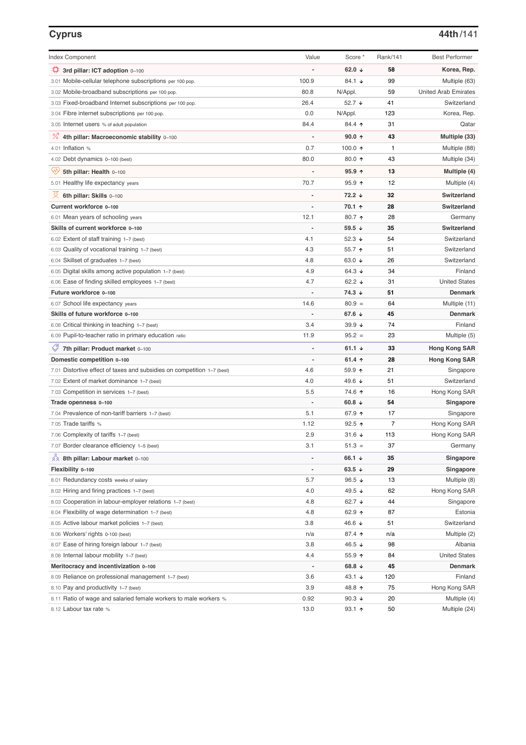## Cyprus

**44th**/141

| Index Component | Value | Score * | Rank/141 | Best Performer |
|---|---|---|---|---|
| **3rd pillar: ICT adoption** 0–100 | - | **62.0** ↓ | **58** | **Korea, Rep.** |
| 3.01 Mobile-cellular telephone subscriptions per 100 pop. | 100.9 | 84.1 ↓ | 99 | Multiple (63) |
| 3.02 Mobile-broadband subscriptions per 100 pop. | 80.8 | N/Appl. | 59 | United Arab Emirates |
| 3.03 Fixed-broadband Internet subscriptions per 100 pop. | 26.4 | 52.7 ↓ | 41 | Switzerland |
| 3.04 Fibre internet subscriptions per 100 pop. | 0.0 | N/Appl. | 123 | Korea, Rep. |
| 3.05 Internet users % of adult population | 84.4 | 84.4 ↑ | 31 | Qatar |
| **4th pillar: Macroeconomic stability** 0–100 | - | **90.0** ↑ | **43** | **Multiple (33)** |
| 4.01 Inflation % | 0.7 | 100.0 ↑ | 1 | Multiple (88) |
| 4.02 Debt dynamics 0–100 (best) | 80.0 | 80.0 ↑ | 43 | Multiple (34) |
| **5th pillar: Health** 0–100 | - | **95.9** ↑ | **13** | **Multiple (4)** |
| 5.01 Healthy life expectancy years | 70.7 | 95.9 ↑ | 12 | Multiple (4) |
| **6th pillar: Skills** 0–100 | - | **72.2** ↓ | **32** | **Switzerland** |
| **Current workforce** 0–100 | - | **70.1** ↑ | **28** | **Switzerland** |
| 6.01 Mean years of schooling years | 12.1 | 80.7 ↑ | 28 | Germany |
| **Skills of current workforce** 0–100 | - | **59.5** ↓ | **35** | **Switzerland** |
| 6.02 Extent of staff training 1–7 (best) | 4.1 | 52.3 ↓ | 54 | Switzerland |
| 6.03 Quality of vocational training 1–7 (best) | 4.3 | 55.7 ↑ | 51 | Switzerland |
| 6.04 Skillset of graduates 1–7 (best) | 4.8 | 63.0 ↓ | 26 | Switzerland |
| 6.05 Digital skills among active population 1–7 (best) | 4.9 | 64.3 ↓ | 34 | Finland |
| 6.06 Ease of finding skilled employees 1–7 (best) | 4.7 | 62.2 ↓ | 31 | United States |
| **Future workforce** 0–100 | - | **74.3** ↓ | **51** | **Denmark** |
| 6.07 School life expectancy years | 14.6 | 80.9 = | 64 | Multiple (11) |
| **Skills of future workforce** 0–100 | - | **67.6** ↓ | **45** | **Denmark** |
| 6.08 Critical thinking in teaching 1–7 (best) | 3.4 | 39.9 ↓ | 74 | Finland |
| 6.09 Pupil-to-teacher ratio in primary education ratio | 11.9 | 95.2 = | 23 | Multiple (5) |
| **7th pillar: Product market** 0–100 | - | **61.1** ↓ | **33** | **Hong Kong SAR** |
| **Domestic competition** 0–100 | - | **61.4** ↑ | **28** | **Hong Kong SAR** |
| 7.01 Distortive effect of taxes and subsidies on competition 1–7 (best) | 4.6 | 59.9 ↑ | 21 | Singapore |
| 7.02 Extent of market dominance 1–7 (best) | 4.0 | 49.6 ↓ | 51 | Switzerland |
| 7.03 Competition in services 1–7 (best) | 5.5 | 74.6 ↑ | 16 | Hong Kong SAR |
| **Trade openness** 0–100 | - | **60.8** ↓ | **54** | **Singapore** |
| 7.04 Prevalence of non-tariff barriers 1–7 (best) | 5.1 | 67.9 ↑ | 17 | Singapore |
| 7.05 Trade tariffs % | 1.12 | 92.5 ↑ | 7 | Hong Kong SAR |
| 7.06 Complexity of tariffs 1–7 (best) | 2.9 | 31.6 ↓ | 113 | Hong Kong SAR |
| 7.07 Border clearance efficiency 1–5 (best) | 3.1 | 51.3 = | 37 | Germany |
| **8th pillar: Labour market** 0–100 | - | **66.1** ↓ | **35** | **Singapore** |
| **Flexibility** 0–100 | - | **63.5** ↓ | **29** | **Singapore** |
| 8.01 Redundancy costs weeks of salary | 5.7 | 96.5 ↓ | 13 | Multiple (8) |
| 8.02 Hiring and firing practices 1–7 (best) | 4.0 | 49.5 ↓ | 62 | Hong Kong SAR |
| 8.03 Cooperation in labour-employer relations 1–7 (best) | 4.8 | 62.7 ↓ | 44 | Singapore |
| 8.04 Flexibility of wage determination 1–7 (best) | 4.8 | 62.9 ↑ | 87 | Estonia |
| 8.05 Active labour market policies 1–7 (best) | 3.8 | 46.6 ↓ | 51 | Switzerland |
| 8.06 Workers' rights 0-100 (best) | n/a | 87.4 ↑ | n/a | Multiple (2) |
| 8.07 Ease of hiring foreign labour 1–7 (best) | 3.8 | 46.5 ↓ | 98 | Albania |
| 8.08 Internal labour mobility 1–7 (best) | 4.4 | 55.9 ↑ | 84 | United States |
| **Meritocracy and incentivization** 0–100 | - | **68.8** ↓ | **45** | **Denmark** |
| 8.09 Reliance on professional management 1–7 (best) | 3.6 | 43.1 ↓ | 120 | Finland |
| 8.10 Pay and productivity 1–7 (best) | 3.9 | 48.8 ↑ | 75 | Hong Kong SAR |
| 8.11 Ratio of wage and salaried female workers to male workers % | 0.92 | 90.3 ↓ | 20 | Multiple (4) |
| 8.12 Labour tax rate % | 13.0 | 93.1 ↑ | 50 | Multiple (24) |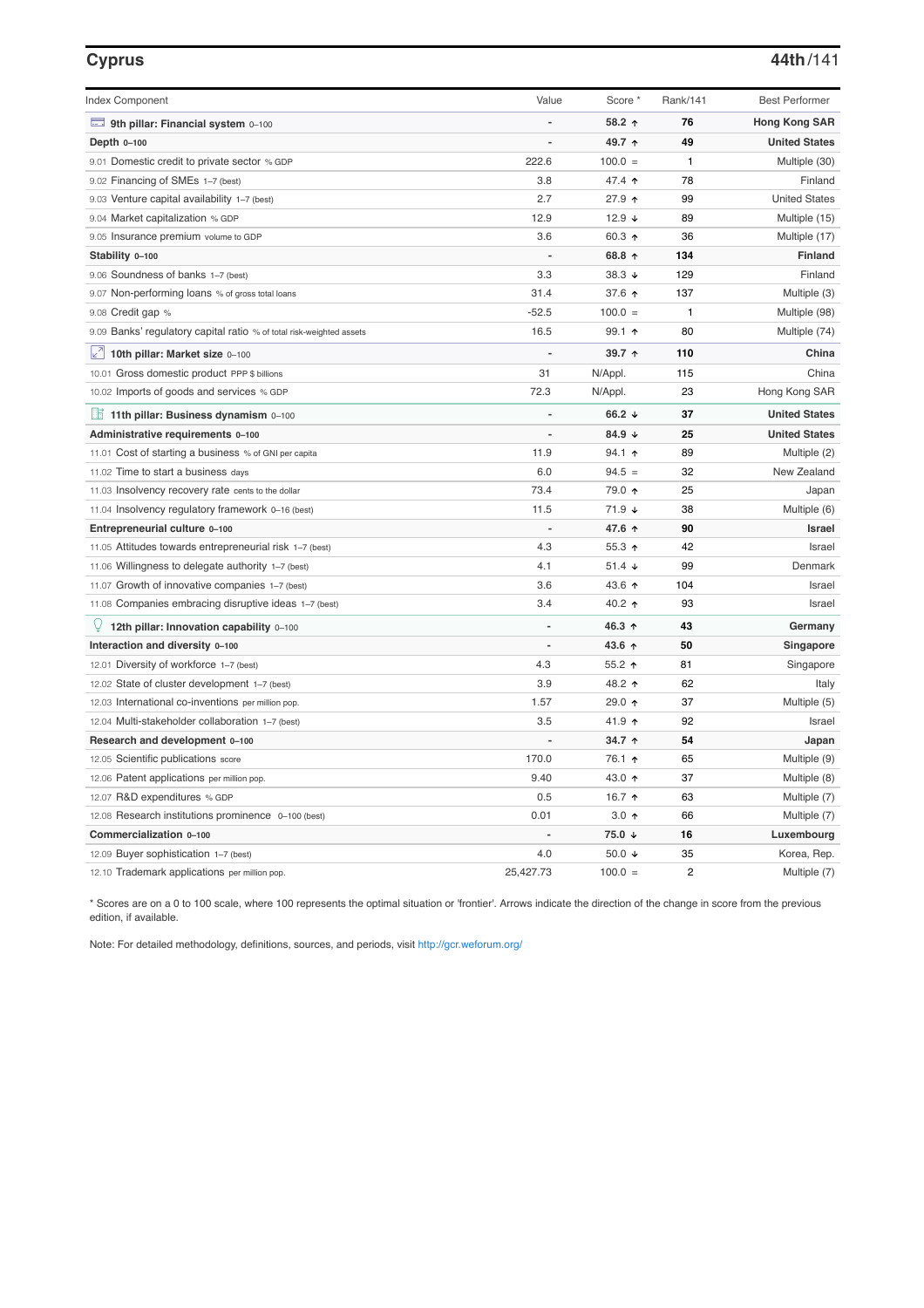## Cyprus

**44th/141**

| Index Component | Value | Score * | Rank/141 | Best Performer |
|---|---|---|---|---|
| **9th pillar: Financial system** 0–100 | - | **58.2** ↑ | **76** | **Hong Kong SAR** |
| **Depth** 0–100 | - | **49.7** ↑ | **49** | **United States** |
| 9.01 Domestic credit to private sector % GDP | 222.6 | 100.0 = | 1 | Multiple (30) |
| 9.02 Financing of SMEs 1–7 (best) | 3.8 | 47.4 ↑ | 78 | Finland |
| 9.03 Venture capital availability 1–7 (best) | 2.7 | 27.9 ↑ | 99 | United States |
| 9.04 Market capitalization % GDP | 12.9 | 12.9 ↓ | 89 | Multiple (15) |
| 9.05 Insurance premium volume to GDP | 3.6 | 60.3 ↑ | 36 | Multiple (17) |
| **Stability** 0–100 | - | **68.8** ↑ | **134** | **Finland** |
| 9.06 Soundness of banks 1–7 (best) | 3.3 | 38.3 ↓ | 129 | Finland |
| 9.07 Non-performing loans % of gross total loans | 31.4 | 37.6 ↑ | 137 | Multiple (3) |
| 9.08 Credit gap % | -52.5 | 100.0 = | 1 | Multiple (98) |
| 9.09 Banks' regulatory capital ratio % of total risk-weighted assets | 16.5 | 99.1 ↑ | 80 | Multiple (74) |
| **10th pillar: Market size** 0–100 | - | **39.7** ↑ | **110** | **China** |
| 10.01 Gross domestic product PPP $ billions | 31 | N/Appl. | 115 | China |
| 10.02 Imports of goods and services % GDP | 72.3 | N/Appl. | 23 | Hong Kong SAR |
| **11th pillar: Business dynamism** 0–100 | - | **66.2** ↓ | **37** | **United States** |
| **Administrative requirements** 0–100 | - | **84.9** ↓ | **25** | **United States** |
| 11.01 Cost of starting a business % of GNI per capita | 11.9 | 94.1 ↑ | 89 | Multiple (2) |
| 11.02 Time to start a business days | 6.0 | 94.5 = | 32 | New Zealand |
| 11.03 Insolvency recovery rate cents to the dollar | 73.4 | 79.0 ↑ | 25 | Japan |
| 11.04 Insolvency regulatory framework 0–16 (best) | 11.5 | 71.9 ↓ | 38 | Multiple (6) |
| **Entrepreneurial culture** 0–100 | - | **47.6** ↑ | **90** | **Israel** |
| 11.05 Attitudes towards entrepreneurial risk 1–7 (best) | 4.3 | 55.3 ↑ | 42 | Israel |
| 11.06 Willingness to delegate authority 1–7 (best) | 4.1 | 51.4 ↓ | 99 | Denmark |
| 11.07 Growth of innovative companies 1–7 (best) | 3.6 | 43.6 ↑ | 104 | Israel |
| 11.08 Companies embracing disruptive ideas 1–7 (best) | 3.4 | 40.2 ↑ | 93 | Israel |
| **12th pillar: Innovation capability** 0–100 | - | **46.3** ↑ | **43** | **Germany** |
| **Interaction and diversity** 0–100 | - | **43.6** ↑ | **50** | **Singapore** |
| 12.01 Diversity of workforce 1–7 (best) | 4.3 | 55.2 ↑ | 81 | Singapore |
| 12.02 State of cluster development 1–7 (best) | 3.9 | 48.2 ↑ | 62 | Italy |
| 12.03 International co-inventions per million pop. | 1.57 | 29.0 ↑ | 37 | Multiple (5) |
| 12.04 Multi-stakeholder collaboration 1–7 (best) | 3.5 | 41.9 ↑ | 92 | Israel |
| **Research and development** 0–100 | - | **34.7** ↑ | **54** | **Japan** |
| 12.05 Scientific publications score | 170.0 | 76.1 ↑ | 65 | Multiple (9) |
| 12.06 Patent applications per million pop. | 9.40 | 43.0 ↑ | 37 | Multiple (8) |
| 12.07 R&D expenditures % GDP | 0.5 | 16.7 ↑ | 63 | Multiple (7) |
| 12.08 Research institutions prominence 0–100 (best) | 0.01 | 3.0 ↑ | 66 | Multiple (7) |
| **Commercialization** 0–100 | - | **75.0** ↓ | **16** | **Luxembourg** |
| 12.09 Buyer sophistication 1–7 (best) | 4.0 | 50.0 ↓ | 35 | Korea, Rep. |
| 12.10 Trademark applications per million pop. | 25,427.73 | 100.0 = | 2 | Multiple (7) |

* Scores are on a 0 to 100 scale, where 100 represents the optimal situation or 'frontier'. Arrows indicate the direction of the change in score from the previous edition, if available.

Note: For detailed methodology, definitions, sources, and periods, visit http://gcr.weforum.org/